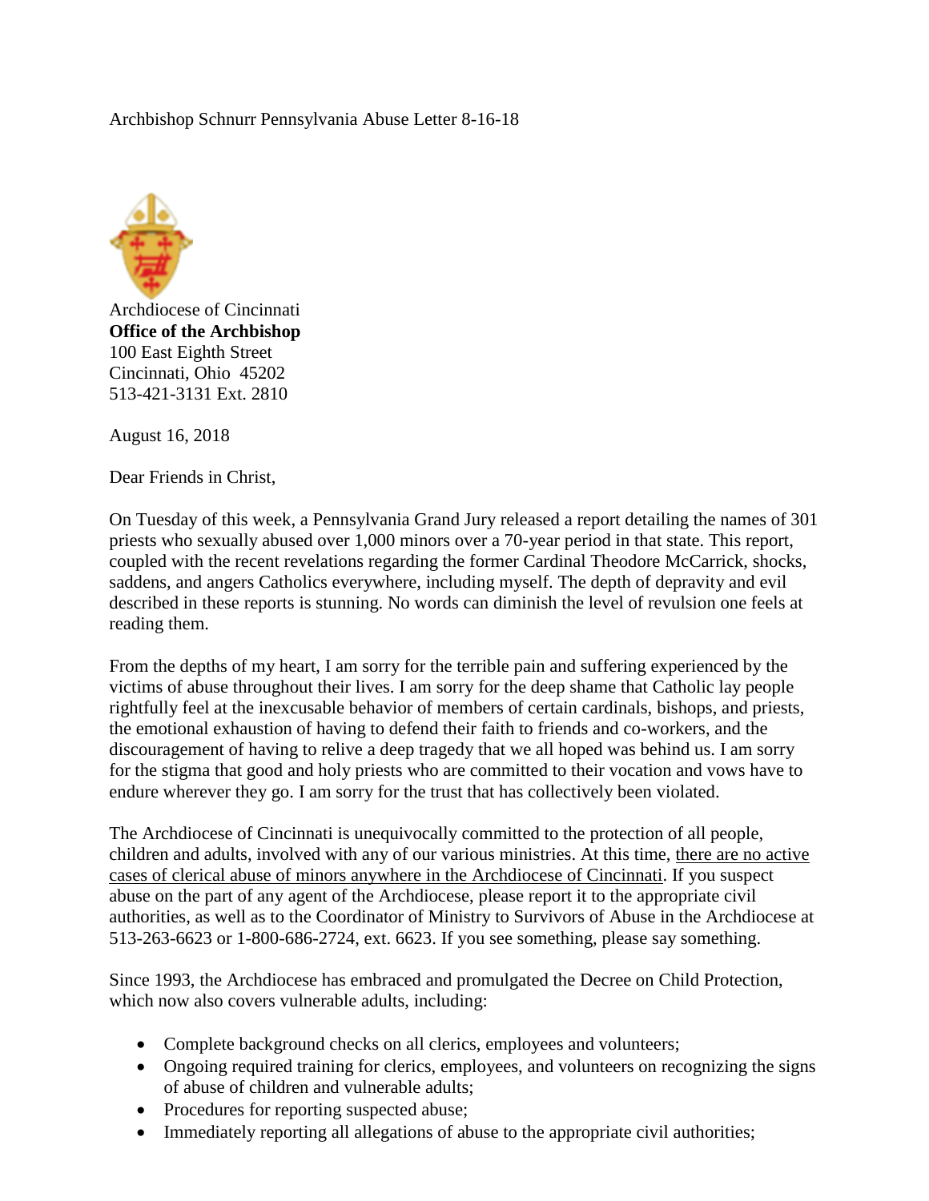Archbishop Schnurr Pennsylvania Abuse Letter 8-16-18

Archdiocese of Cincinnati
**Office of the Archbishop**
100 East Eighth Street
Cincinnati, Ohio 45202
513-421-3131 Ext. 2810

August 16, 2018

Dear Friends in Christ,

On Tuesday of this week, a Pennsylvania Grand Jury released a report detailing the names of 301 priests who sexually abused over 1,000 minors over a 70-year period in that state. This report, coupled with the recent revelations regarding the former Cardinal Theodore McCarrick, shocks, saddens, and angers Catholics everywhere, including myself. The depth of depravity and evil described in these reports is stunning. No words can diminish the level of revulsion one feels at reading them.

From the depths of my heart, I am sorry for the terrible pain and suffering experienced by the victims of abuse throughout their lives. I am sorry for the deep shame that Catholic lay people rightfully feel at the inexcusable behavior of members of certain cardinals, bishops, and priests, the emotional exhaustion of having to defend their faith to friends and co-workers, and the discouragement of having to relive a deep tragedy that we all hoped was behind us. I am sorry for the stigma that good and holy priests who are committed to their vocation and vows have to endure wherever they go. I am sorry for the trust that has collectively been violated.

The Archdiocese of Cincinnati is unequivocally committed to the protection of all people, children and adults, involved with any of our various ministries. At this time, <u>there are no active cases of clerical abuse of minors anywhere in the Archdiocese of Cincinnati</u>. If you suspect abuse on the part of any agent of the Archdiocese, please report it to the appropriate civil authorities, as well as to the Coordinator of Ministry to Survivors of Abuse in the Archdiocese at 513-263-6623 or 1-800-686-2724, ext. 6623. If you see something, please say something.

Since 1993, the Archdiocese has embraced and promulgated the Decree on Child Protection, which now also covers vulnerable adults, including:

- Complete background checks on all clerics, employees and volunteers;
- Ongoing required training for clerics, employees, and volunteers on recognizing the signs of abuse of children and vulnerable adults;
- Procedures for reporting suspected abuse;
- Immediately reporting all allegations of abuse to the appropriate civil authorities;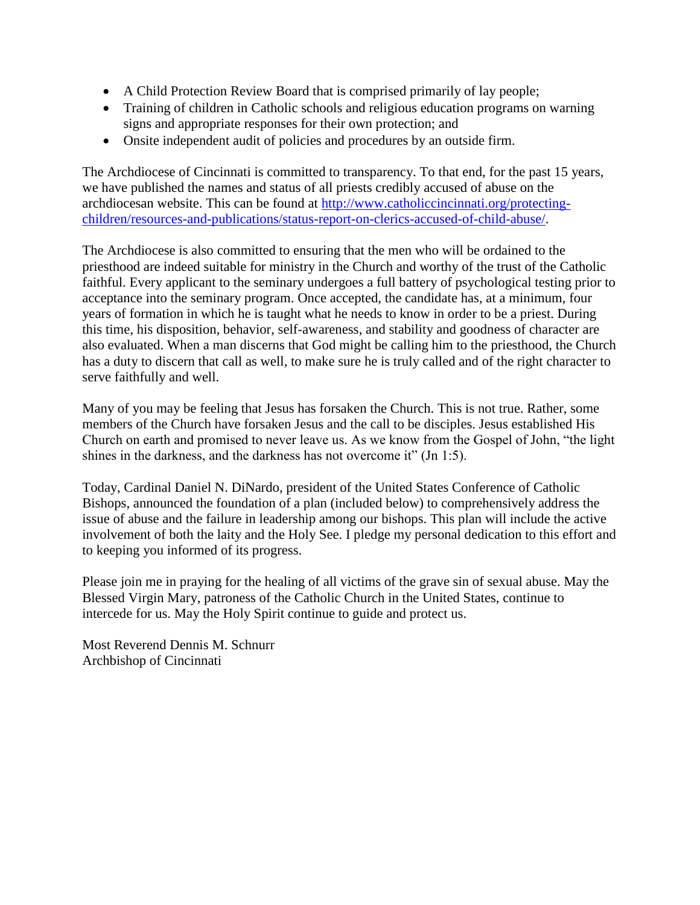- A Child Protection Review Board that is comprised primarily of lay people;
- Training of children in Catholic schools and religious education programs on warning signs and appropriate responses for their own protection; and
- Onsite independent audit of policies and procedures by an outside firm.

The Archdiocese of Cincinnati is committed to transparency. To that end, for the past 15 years, we have published the names and status of all priests credibly accused of abuse on the archdiocesan website. This can be found at [http://www.catholiccincinnati.org/protecting-children/resources-and-publications/status-report-on-clerics-accused-of-child-abuse/](http://www.catholiccincinnati.org/protecting-children/resources-and-publications/status-report-on-clerics-accused-of-child-abuse/).

The Archdiocese is also committed to ensuring that the men who will be ordained to the priesthood are indeed suitable for ministry in the Church and worthy of the trust of the Catholic faithful. Every applicant to the seminary undergoes a full battery of psychological testing prior to acceptance into the seminary program. Once accepted, the candidate has, at a minimum, four years of formation in which he is taught what he needs to know in order to be a priest. During this time, his disposition, behavior, self-awareness, and stability and goodness of character are also evaluated. When a man discerns that God might be calling him to the priesthood, the Church has a duty to discern that call as well, to make sure he is truly called and of the right character to serve faithfully and well.

Many of you may be feeling that Jesus has forsaken the Church. This is not true. Rather, some members of the Church have forsaken Jesus and the call to be disciples. Jesus established His Church on earth and promised to never leave us. As we know from the Gospel of John, "the light shines in the darkness, and the darkness has not overcome it" (Jn 1:5).

Today, Cardinal Daniel N. DiNardo, president of the United States Conference of Catholic Bishops, announced the foundation of a plan (included below) to comprehensively address the issue of abuse and the failure in leadership among our bishops. This plan will include the active involvement of both the laity and the Holy See. I pledge my personal dedication to this effort and to keeping you informed of its progress.

Please join me in praying for the healing of all victims of the grave sin of sexual abuse. May the Blessed Virgin Mary, patroness of the Catholic Church in the United States, continue to intercede for us. May the Holy Spirit continue to guide and protect us.

Most Reverend Dennis M. Schnurr
Archbishop of Cincinnati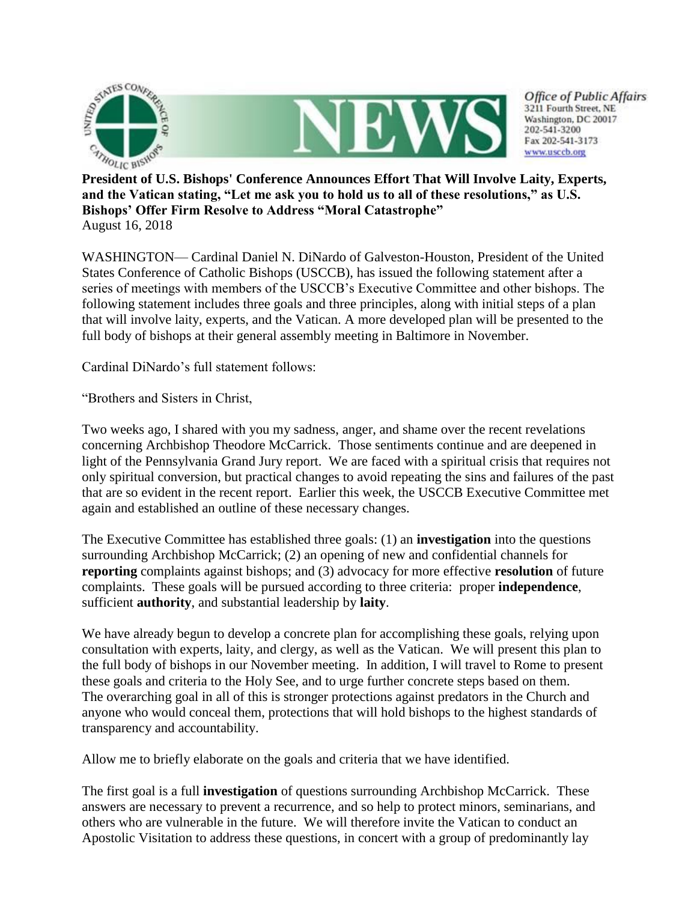**President of U.S. Bishops' Conference Announces Effort That Will Involve Laity, Experts, and the Vatican stating, "Let me ask you to hold us to all of these resolutions," as U.S. Bishops' Offer Firm Resolve to Address "Moral Catastrophe"**
August 16, 2018

WASHINGTON— Cardinal Daniel N. DiNardo of Galveston-Houston, President of the United States Conference of Catholic Bishops (USCCB), has issued the following statement after a series of meetings with members of the USCCB's Executive Committee and other bishops. The following statement includes three goals and three principles, along with initial steps of a plan that will involve laity, experts, and the Vatican. A more developed plan will be presented to the full body of bishops at their general assembly meeting in Baltimore in November.

Cardinal DiNardo's full statement follows:

"Brothers and Sisters in Christ,

Two weeks ago, I shared with you my sadness, anger, and shame over the recent revelations concerning Archbishop Theodore McCarrick. Those sentiments continue and are deepened in light of the Pennsylvania Grand Jury report. We are faced with a spiritual crisis that requires not only spiritual conversion, but practical changes to avoid repeating the sins and failures of the past that are so evident in the recent report. Earlier this week, the USCCB Executive Committee met again and established an outline of these necessary changes.

The Executive Committee has established three goals: (1) an **investigation** into the questions surrounding Archbishop McCarrick; (2) an opening of new and confidential channels for **reporting** complaints against bishops; and (3) advocacy for more effective **resolution** of future complaints. These goals will be pursued according to three criteria: proper **independence**, sufficient **authority**, and substantial leadership by **laity**.

We have already begun to develop a concrete plan for accomplishing these goals, relying upon consultation with experts, laity, and clergy, as well as the Vatican. We will present this plan to the full body of bishops in our November meeting. In addition, I will travel to Rome to present these goals and criteria to the Holy See, and to urge further concrete steps based on them. The overarching goal in all of this is stronger protections against predators in the Church and anyone who would conceal them, protections that will hold bishops to the highest standards of transparency and accountability.

Allow me to briefly elaborate on the goals and criteria that we have identified.

The first goal is a full **investigation** of questions surrounding Archbishop McCarrick. These answers are necessary to prevent a recurrence, and so help to protect minors, seminarians, and others who are vulnerable in the future. We will therefore invite the Vatican to conduct an Apostolic Visitation to address these questions, in concert with a group of predominantly lay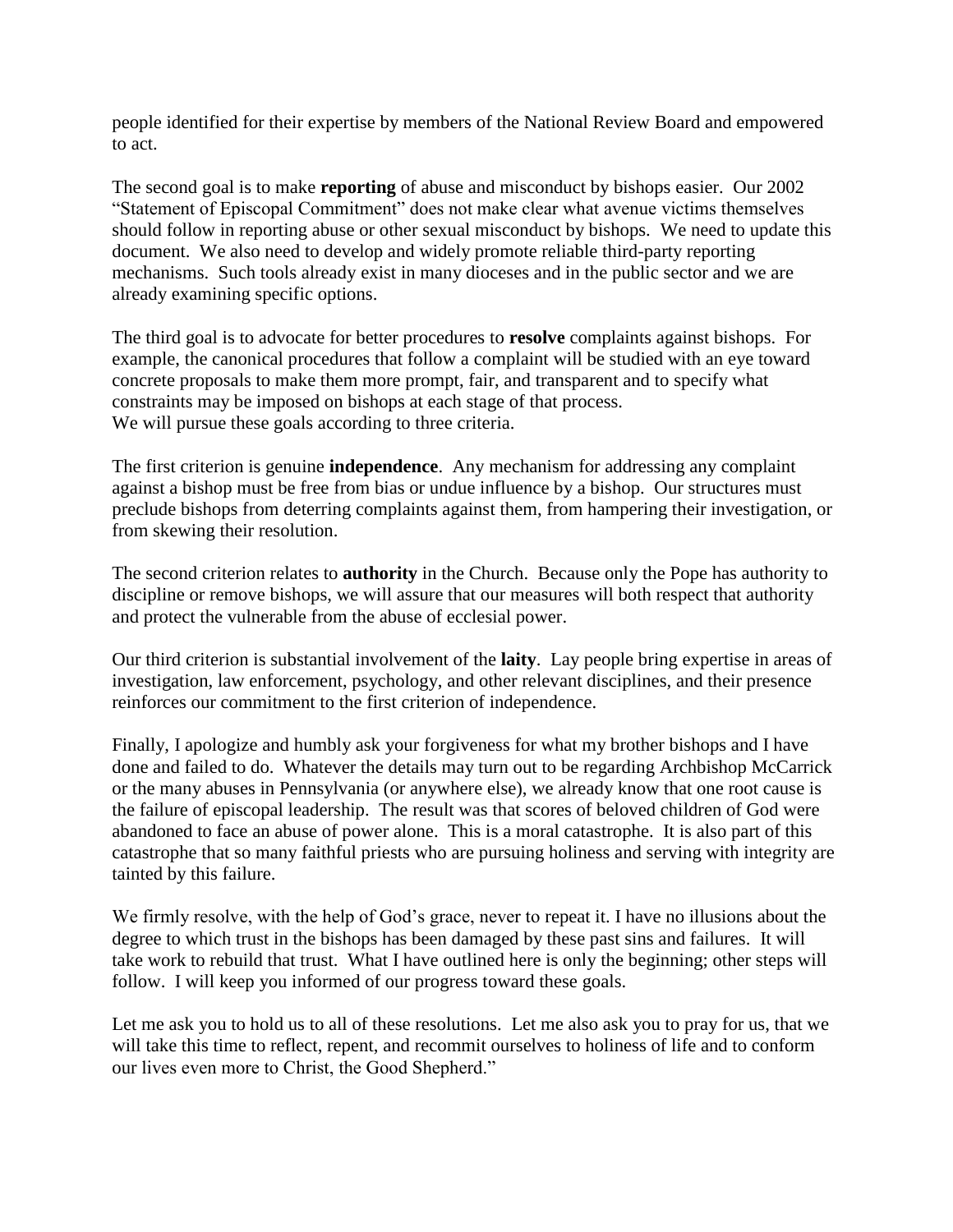people identified for their expertise by members of the National Review Board and empowered to act.

The second goal is to make **reporting** of abuse and misconduct by bishops easier. Our 2002 "Statement of Episcopal Commitment" does not make clear what avenue victims themselves should follow in reporting abuse or other sexual misconduct by bishops. We need to update this document. We also need to develop and widely promote reliable third-party reporting mechanisms. Such tools already exist in many dioceses and in the public sector and we are already examining specific options.

The third goal is to advocate for better procedures to **resolve** complaints against bishops. For example, the canonical procedures that follow a complaint will be studied with an eye toward concrete proposals to make them more prompt, fair, and transparent and to specify what constraints may be imposed on bishops at each stage of that process.
We will pursue these goals according to three criteria.

The first criterion is genuine **independence**. Any mechanism for addressing any complaint against a bishop must be free from bias or undue influence by a bishop. Our structures must preclude bishops from deterring complaints against them, from hampering their investigation, or from skewing their resolution.

The second criterion relates to **authority** in the Church. Because only the Pope has authority to discipline or remove bishops, we will assure that our measures will both respect that authority and protect the vulnerable from the abuse of ecclesial power.

Our third criterion is substantial involvement of the **laity**. Lay people bring expertise in areas of investigation, law enforcement, psychology, and other relevant disciplines, and their presence reinforces our commitment to the first criterion of independence.

Finally, I apologize and humbly ask your forgiveness for what my brother bishops and I have done and failed to do. Whatever the details may turn out to be regarding Archbishop McCarrick or the many abuses in Pennsylvania (or anywhere else), we already know that one root cause is the failure of episcopal leadership. The result was that scores of beloved children of God were abandoned to face an abuse of power alone. This is a moral catastrophe. It is also part of this catastrophe that so many faithful priests who are pursuing holiness and serving with integrity are tainted by this failure.

We firmly resolve, with the help of God's grace, never to repeat it. I have no illusions about the degree to which trust in the bishops has been damaged by these past sins and failures. It will take work to rebuild that trust. What I have outlined here is only the beginning; other steps will follow. I will keep you informed of our progress toward these goals.

Let me ask you to hold us to all of these resolutions. Let me also ask you to pray for us, that we will take this time to reflect, repent, and recommit ourselves to holiness of life and to conform our lives even more to Christ, the Good Shepherd."